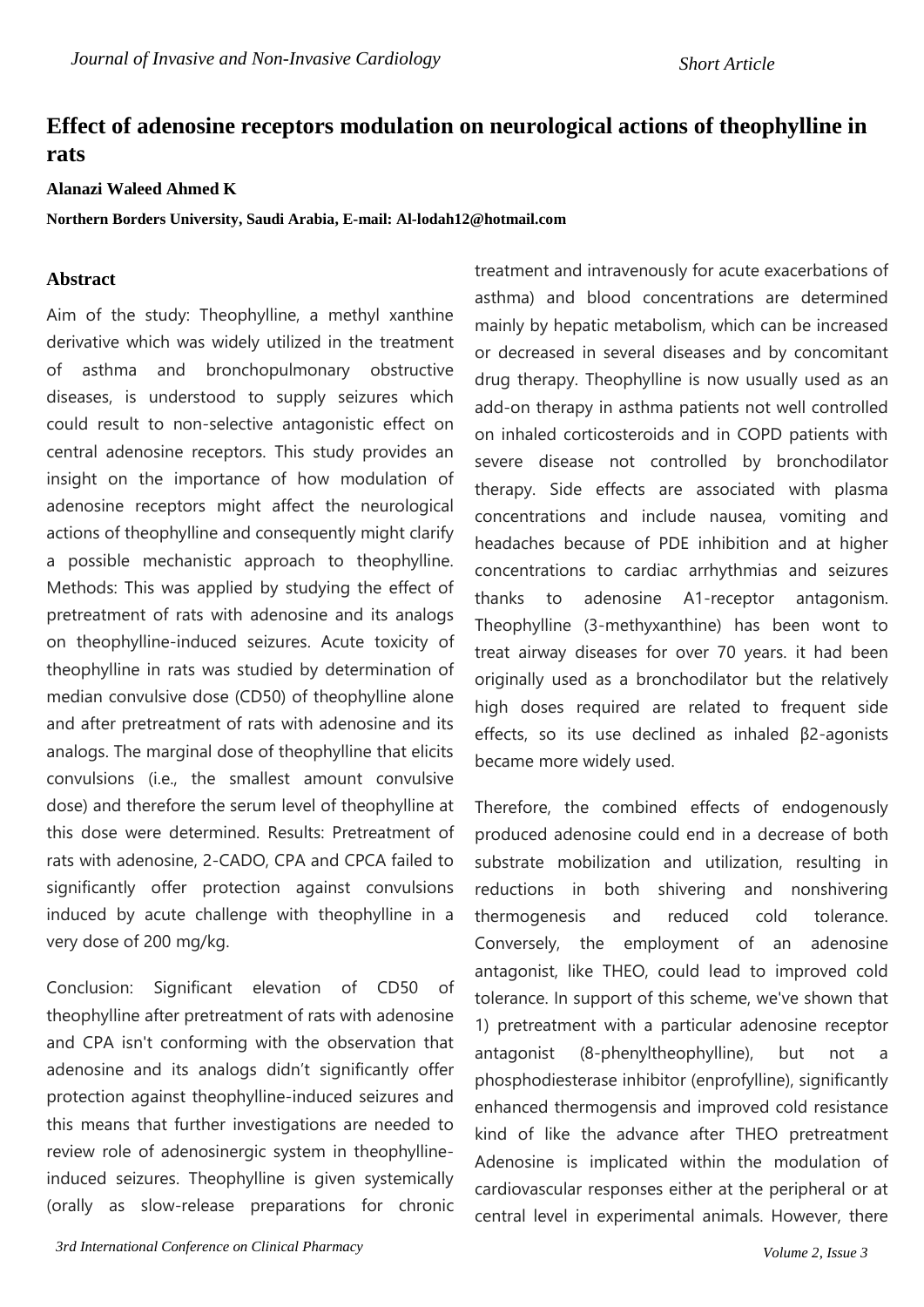# Effect of adenosine receptors modulation on neurological actions of theophylline in rats

**Alanazi Waleed Ahmed K**

**Northern Borders University, Saudi Arabia, E-mail: Al-lodah12@hotmail.com**

## Abstract

Aim of the study: Theophylline, a methyl xanthine derivative which was widely utilized in the treatment of asthma and bronchopulmonary obstructive diseases, is understood to supply seizures which could result to non-selective antagonistic effect on central adenosine receptors. This study provides an insight on the importance of how modulation of adenosine receptors might affect the neurological actions of theophylline and consequently might clarify a possible mechanistic approach to theophylline. Methods: This was applied by studying the effect of pretreatment of rats with adenosine and its analogs on theophylline-induced seizures. Acute toxicity of theophylline in rats was studied by determination of median convulsive dose (CD50) of theophylline alone and after pretreatment of rats with adenosine and its analogs. The marginal dose of theophylline that elicits convulsions (i.e., the smallest amount convulsive dose) and therefore the serum level of theophylline at this dose were determined. Results: Pretreatment of rats with adenosine, 2-CADO, CPA and CPCA failed to significantly offer protection against convulsions induced by acute challenge with theophylline in a very dose of 200 mg/kg.

Conclusion: Significant elevation of CD50 of theophylline after pretreatment of rats with adenosine and CPA isn't conforming with the observation that adenosine and its analogs didn't significantly offer protection against theophylline-induced seizures and this means that further investigations are needed to review role of adenosinergic system in theophylline-induced seizures. Theophylline is given systemically (orally as slow-release preparations for chronic treatment and intravenously for acute exacerbations of asthma) and blood concentrations are determined mainly by hepatic metabolism, which can be increased or decreased in several diseases and by concomitant drug therapy. Theophylline is now usually used as an add-on therapy in asthma patients not well controlled on inhaled corticosteroids and in COPD patients with severe disease not controlled by bronchodilator therapy. Side effects are associated with plasma concentrations and include nausea, vomiting and headaches because of PDE inhibition and at higher concentrations to cardiac arrhythmias and seizures thanks to adenosine A1-receptor antagonism. Theophylline (3-methyxanthine) has been wont to treat airway diseases for over 70 years. it had been originally used as a bronchodilator but the relatively high doses required are related to frequent side effects, so its use declined as inhaled β2-agonists became more widely used.

Therefore, the combined effects of endogenously produced adenosine could end in a decrease of both substrate mobilization and utilization, resulting in reductions in both shivering and nonshivering thermogenesis and reduced cold tolerance. Conversely, the employment of an adenosine antagonist, like THEO, could lead to improved cold tolerance. In support of this scheme, we've shown that 1) pretreatment with a particular adenosine receptor antagonist (8-phenyltheophylline), but not a phosphodiesterase inhibitor (enprofylline), significantly enhanced thermogensis and improved cold resistance kind of like the advance after THEO pretreatment Adenosine is implicated within the modulation of cardiovascular responses either at the peripheral or at central level in experimental animals. However, there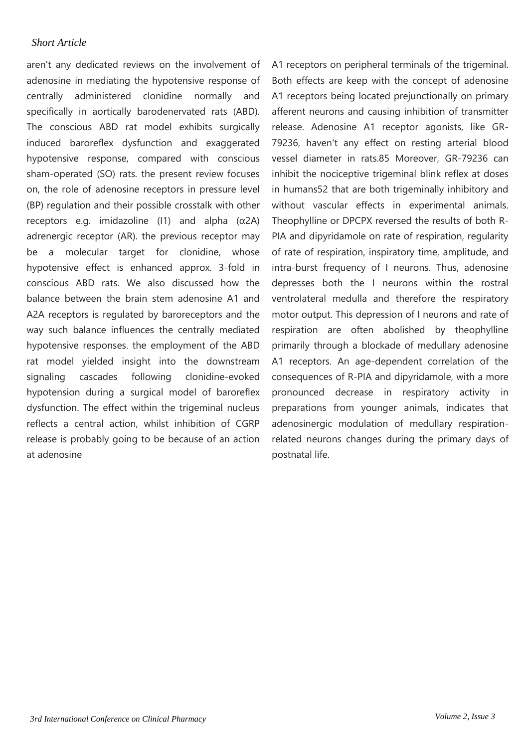aren't any dedicated reviews on the involvement of adenosine in mediating the hypotensive response of centrally administered clonidine normally and specifically in aortically barodenervated rats (ABD). The conscious ABD rat model exhibits surgically induced baroreflex dysfunction and exaggerated hypotensive response, compared with conscious sham-operated (SO) rats. the present review focuses on, the role of adenosine receptors in pressure level (BP) regulation and their possible crosstalk with other receptors e.g. imidazoline (I1) and alpha (α2A) adrenergic receptor (AR). the previous receptor may be a molecular target for clonidine, whose hypotensive effect is enhanced approx. 3-fold in conscious ABD rats. We also discussed how the balance between the brain stem adenosine A1 and A2A receptors is regulated by baroreceptors and the way such balance influences the centrally mediated hypotensive responses. the employment of the ABD rat model yielded insight into the downstream signaling cascades following clonidine-evoked hypotension during a surgical model of baroreflex dysfunction. The effect within the trigeminal nucleus reflects a central action, whilst inhibition of CGRP release is probably going to be because of an action at adenosine A1 receptors on peripheral terminals of the trigeminal. Both effects are keep with the concept of adenosine A1 receptors being located prejunctionally on primary afferent neurons and causing inhibition of transmitter release. Adenosine A1 receptor agonists, like GR-79236, haven't any effect on resting arterial blood vessel diameter in rats.85 Moreover, GR-79236 can inhibit the nociceptive trigeminal blink reflex at doses in humans52 that are both trigeminally inhibitory and without vascular effects in experimental animals. Theophylline or DPCPX reversed the results of both R-PIA and dipyridamole on rate of respiration, regularity of rate of respiration, inspiratory time, amplitude, and intra-burst frequency of I neurons. Thus, adenosine depresses both the I neurons within the rostral ventrolateral medulla and therefore the respiratory motor output. This depression of I neurons and rate of respiration are often abolished by theophylline primarily through a blockade of medullary adenosine A1 receptors. An age-dependent correlation of the consequences of R-PIA and dipyridamole, with a more pronounced decrease in respiratory activity in preparations from younger animals, indicates that adenosinergic modulation of medullary respiration-related neurons changes during the primary days of postnatal life.